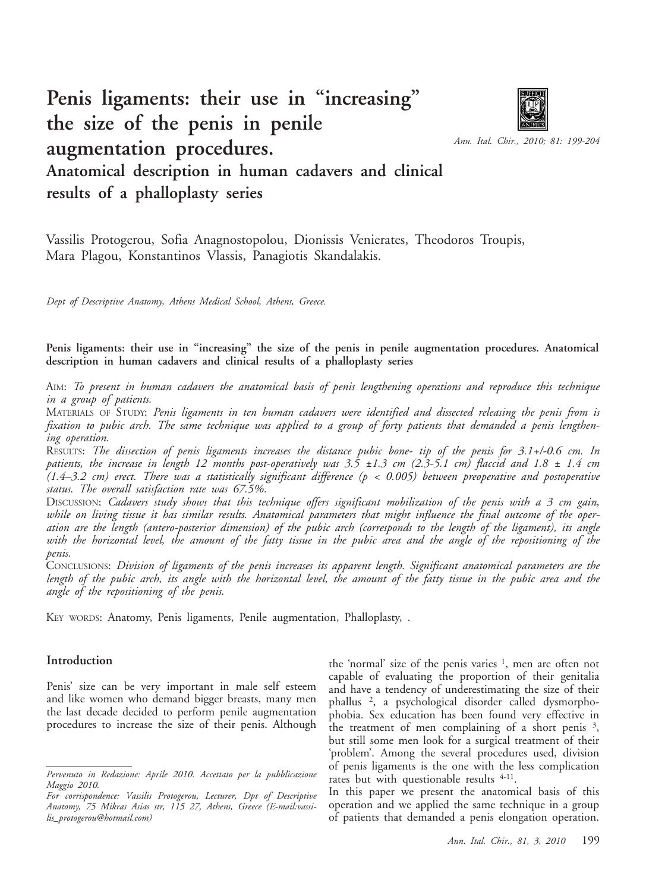# Penis ligaments: their use in "increasing" the size of the penis in penile augmentation procedures.

## Anatomical description in human cadavers and clinical results of a phalloplasty series

Vassilis Protogerou, Sofia Anagnostopolou, Dionissis Venierates, Theodoros Troupis, Mara Plagou, Konstantinos Vlassis, Panagiotis Skandalakis.

*Dept of Descriptive Anatomy, Athens Medical School, Athens, Greece.*

**Penis ligaments: their use in "increasing" the size of the penis in penile augmentation procedures. Anatomical description in human cadavers and clinical results of a phalloplasty series**

AIM: *To present in human cadavers the anatomical basis of penis lengthening operations and reproduce this technique in a group of patients.*

MATERIALS OF STUDY: *Penis ligaments in ten human cadavers were identified and dissected releasing the penis from is fixation to pubic arch. The same technique was applied to a group of forty patients that demanded a penis lengthening operation.*

RESULTS: *The dissection of penis ligaments increases the distance pubic bone- tip of the penis for 3.1+/-0.6 cm. In patients, the increase in length 12 months post-operatively was 3.5 ±1.3 cm (2.3-5.1 cm) flaccid and 1.8 ± 1.4 cm (1.4–3.2 cm) erect. There was a statistically significant difference ($p < 0.005$) between preoperative and postoperative status. The overall satisfaction rate was 67.5%.*

DISCUSSION: *Cadavers study shows that this technique offers significant mobilization of the penis with a 3 cm gain, while on living tissue it has similar results. Anatomical parameters that might influence the final outcome of the operation are the length (antero-posterior dimension) of the pubic arch (corresponds to the length of the ligament), its angle with the horizontal level, the amount of the fatty tissue in the pubic area and the angle of the repositioning of the penis.*

CONCLUSIONS: *Division of ligaments of the penis increases its apparent length. Significant anatomical parameters are the length of the pubic arch, its angle with the horizontal level, the amount of the fatty tissue in the pubic area and the angle of the repositioning of the penis.*

KEY WORDS: Anatomy, Penis ligaments, Penile augmentation, Phalloplasty, .

## Introduction

Penis' size can be very important in male self esteem and like women who demand bigger breasts, many men the last decade decided to perform penile augmentation procedures to increase the size of their penis. Although the 'normal' size of the penis varies [1], men are often not capable of evaluating the proportion of their genitalia and have a tendency of underestimating the size of their phallus [2], a psychological disorder called dysmorphophobia. Sex education has been found very effective in the treatment of men complaining of a short penis [3], but still some men look for a surgical treatment of their 'problem'. Among the several procedures used, division of penis ligaments is the one with the less complication rates but with questionable results [4-11].

In this paper we present the anatomical basis of this operation and we applied the same technique in a group of patients that demanded a penis elongation operation.

*Pervenuto in Redazione: Aprile 2010. Accettato per la pubblicazione Maggio 2010.*

*For corrispondence: Vassilis Protogerou, Lecturer, Dpt of Descriptive Anatomy, 75 Mikras Asias str, 115 27, Athens, Greece (E-mail:vassilis_protogerou@hotmail.com)*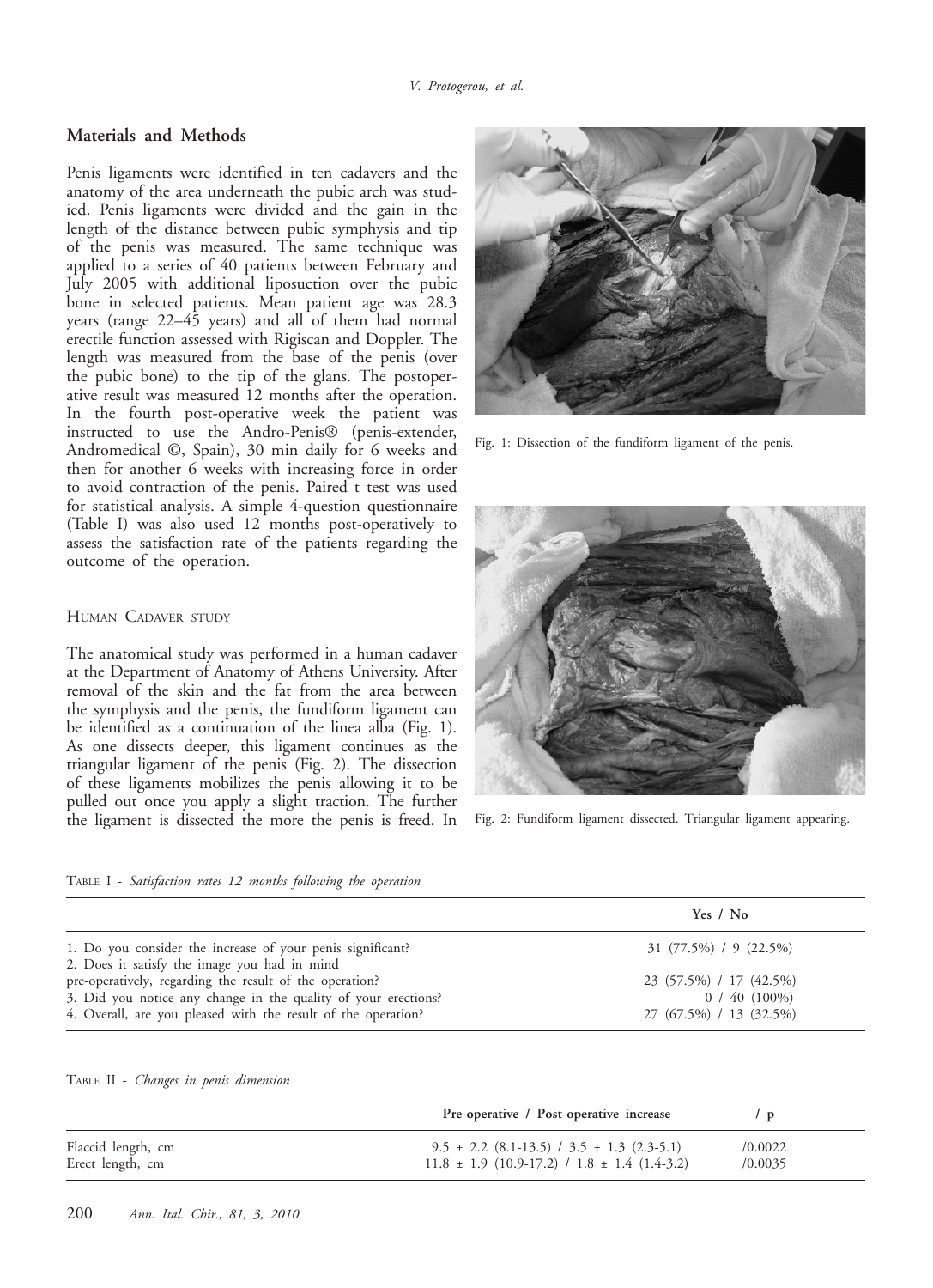## Materials and Methods

Penis ligaments were identified in ten cadavers and the anatomy of the area underneath the pubic arch was studied. Penis ligaments were divided and the gain in the length of the distance between pubic symphysis and tip of the penis was measured. The same technique was applied to a series of 40 patients between February and July 2005 with additional liposuction over the pubic bone in selected patients. Mean patient age was 28.3 years (range 22–45 years) and all of them had normal erectile function assessed with Rigiscan and Doppler. The length was measured from the base of the penis (over the pubic bone) to the tip of the glans. The postoperative result was measured 12 months after the operation. In the fourth post-operative week the patient was instructed to use the Andro-Penis® (penis-extender, Andromedical ©, Spain), 30 min daily for 6 weeks and then for another 6 weeks with increasing force in order to avoid contraction of the penis. Paired t test was used for statistical analysis. A simple 4-question questionnaire (Table I) was also used 12 months post-operatively to assess the satisfaction rate of the patients regarding the outcome of the operation.

### Human Cadaver Study

The anatomical study was performed in a human cadaver at the Department of Anatomy of Athens University. After removal of the skin and the fat from the area between the symphysis and the penis, the fundiform ligament can be identified as a continuation of the linea alba (Fig. 1). As one dissects deeper, this ligament continues as the triangular ligament of the penis (Fig. 2). The dissection of these ligaments mobilizes the penis allowing it to be pulled out once you apply a slight traction. The further the ligament is dissected the more the penis is freed. In

Fig. 1: Dissection of the fundiform ligament of the penis.

Fig. 2: Fundiform ligament dissected. Triangular ligament appearing.

Table I - *Satisfaction rates 12 months following the operation*

| | Yes / No |
|---|---|
| 1. Do you consider the increase of your penis significant? | 31 (77.5%) / 9 (22.5%) |
| 2. Does it satisfy the image you had in mind pre-operatively, regarding the result of the operation? | 23 (57.5%) / 17 (42.5%) |
| 3. Did you notice any change in the quality of your erections? | 0 / 40 (100%) |
| 4. Overall, are you pleased with the result of the operation? | 27 (67.5%) / 13 (32.5%) |

Table II - *Changes in penis dimension*

| | Pre-operative / Post-operative increase | / p |
|---|---|---|
| Flaccid length, cm | 9.5 ± 2.2 (8.1-13.5) / 3.5 ± 1.3 (2.3-5.1) | /0.0022 |
| Erect length, cm | 11.8 ± 1.9 (10.9-17.2) / 1.8 ± 1.4 (1.4-3.2) | /0.0035 |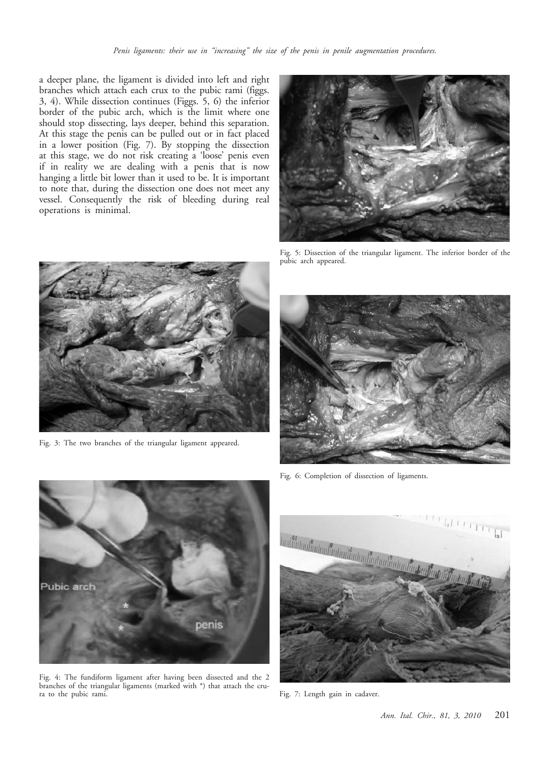a deeper plane, the ligament is divided into left and right branches which attach each crux to the pubic rami (figgs. 3, 4). While dissection continues (Figgs. 5, 6) the inferior border of the pubic arch, which is the limit where one should stop dissecting, lays deeper, behind this separation. At this stage the penis can be pulled out or in fact placed in a lower position (Fig. 7). By stopping the dissection at this stage, we do not risk creating a 'loose' penis even if in reality we are dealing with a penis that is now hanging a little bit lower than it used to be. It is important to note that, during the dissection one does not meet any vessel. Consequently the risk of bleeding during real operations is minimal.

Fig. 5: Dissection of the triangular ligament. The inferior border of the pubic arch appeared.

Fig. 3: The two branches of the triangular ligament appeared.

Fig. 6: Completion of dissection of ligaments.

Fig. 4: The fundiform ligament after having been dissected and the 2 branches of the triangular ligaments (marked with *) that attach the crura to the pubic rami.

Fig. 7: Length gain in cadaver.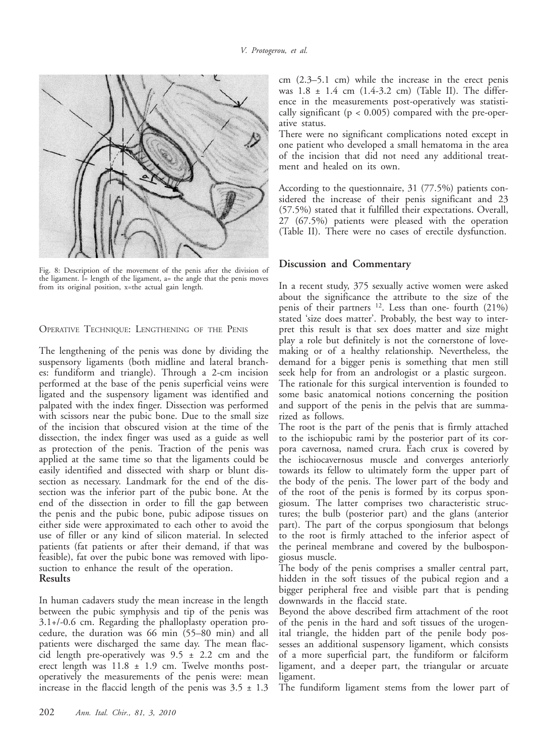Fig. 8: Description of the movement of the penis after the division of the ligament. l= length of the ligament, a= the angle that the penis moves from its original position, x=the actual gain length.

### Operative Technique: Lengthening of the Penis

The lengthening of the penis was done by dividing the suspensory ligaments (both midline and lateral branches: fundiform and triangle). Through a 2-cm incision performed at the base of the penis superficial veins were ligated and the suspensory ligament was identified and palpated with the index finger. Dissection was performed with scissors near the pubic bone. Due to the small size of the incision that obscured vision at the time of the dissection, the index finger was used as a guide as well as protection of the penis. Traction of the penis was applied at the same time so that the ligaments could be easily identified and dissected with sharp or blunt dissection as necessary. Landmark for the end of the dissection was the inferior part of the pubic bone. At the end of the dissection in order to fill the gap between the penis and the pubic bone, pubic adipose tissues on either side were approximated to each other to avoid the use of filler or any kind of silicon material. In selected patients (fat patients or after their demand, if that was feasible), fat over the pubic bone was removed with liposuction to enhance the result of the operation.

## Results

In human cadavers study the mean increase in the length between the pubic symphysis and tip of the penis was 3.1+/-0.6 cm. Regarding the phalloplasty operation procedure, the duration was 66 min (55–80 min) and all patients were discharged the same day. The mean flaccid length pre-operatively was 9.5 ± 2.2 cm and the erect length was 11.8 ± 1.9 cm. Twelve months post-operatively the measurements of the penis were: mean increase in the flaccid length of the penis was 3.5 ± 1.3 cm (2.3–5.1 cm) while the increase in the erect penis was 1.8 ± 1.4 cm (1.4-3.2 cm) (Table II). The difference in the measurements post-operatively was statistically significant ($p < 0.005$) compared with the pre-operative status.

There were no significant complications noted except in one patient who developed a small hematoma in the area of the incision that did not need any additional treatment and healed on its own.

According to the questionnaire, 31 (77.5%) patients considered the increase of their penis significant and 23 (57.5%) stated that it fulfilled their expectations. Overall, 27 (67.5%) patients were pleased with the operation (Table II). There were no cases of erectile dysfunction.

## Discussion and Commentary

In a recent study, 375 sexually active women were asked about the significance the attribute to the size of the penis of their partners [12]. Less than one- fourth (21%) stated 'size does matter'. Probably, the best way to interpret this result is that sex does matter and size might play a role but definitely is not the cornerstone of lovemaking or of a healthy relationship. Nevertheless, the demand for a bigger penis is something that men still seek help for from an andrologist or a plastic surgeon. The rationale for this surgical intervention is founded to some basic anatomical notions concerning the position and support of the penis in the pelvis that are summarized as follows.

The root is the part of the penis that is firmly attached to the ischiopubic rami by the posterior part of its corpora cavernosa, named crura. Each crux is covered by the ischiocavernosus muscle and converges anteriorly towards its fellow to ultimately form the upper part of the body of the penis. The lower part of the body and of the root of the penis is formed by its corpus spongiosum. The latter comprises two characteristic structures; the bulb (posterior part) and the glans (anterior part). The part of the corpus spongiosum that belongs to the root is firmly attached to the inferior aspect of the perineal membrane and covered by the bulbospongiosus muscle.

The body of the penis comprises a smaller central part, hidden in the soft tissues of the pubical region and a bigger peripheral free and visible part that is pending downwards in the flaccid state.

Beyond the above described firm attachment of the root of the penis in the hard and soft tissues of the urogenital triangle, the hidden part of the penile body possesses an additional suspensory ligament, which consists of a more superficial part, the fundiform or falciform ligament, and a deeper part, the triangular or arcuate ligament.

The fundiform ligament stems from the lower part of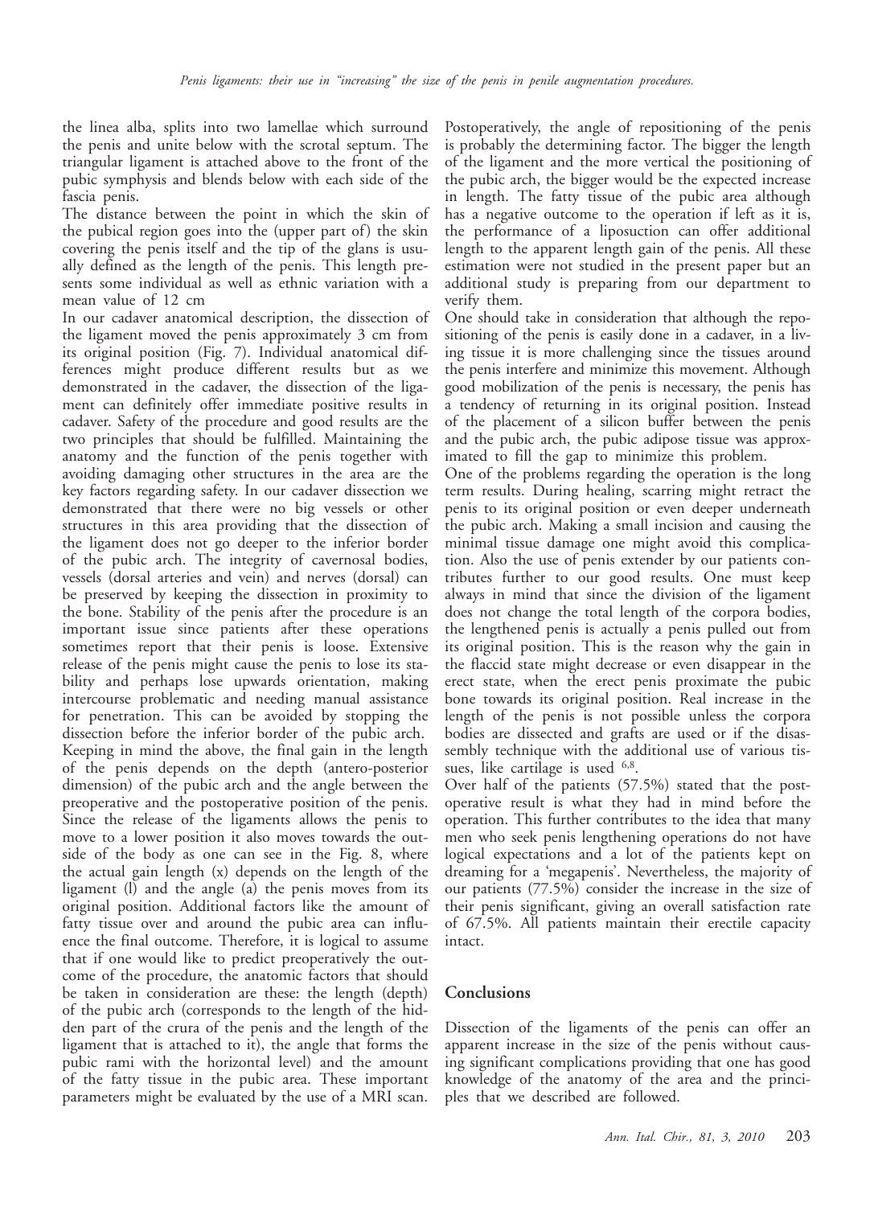the linea alba, splits into two lamellae which surround the penis and unite below with the scrotal septum. The triangular ligament is attached above to the front of the pubic symphysis and blends below with each side of the fascia penis.

The distance between the point in which the skin of the pubical region goes into the (upper part of) the skin covering the penis itself and the tip of the glans is usually defined as the length of the penis. This length presents some individual as well as ethnic variation with a mean value of 12 cm

In our cadaver anatomical description, the dissection of the ligament moved the penis approximately 3 cm from its original position (Fig. 7). Individual anatomical differences might produce different results but as we demonstrated in the cadaver, the dissection of the ligament can definitely offer immediate positive results in cadaver. Safety of the procedure and good results are the two principles that should be fulfilled. Maintaining the anatomy and the function of the penis together with avoiding damaging other structures in the area are the key factors regarding safety. In our cadaver dissection we demonstrated that there were no big vessels or other structures in this area providing that the dissection of the ligament does not go deeper to the inferior border of the pubic arch. The integrity of cavernosal bodies, vessels (dorsal arteries and vein) and nerves (dorsal) can be preserved by keeping the dissection in proximity to the bone. Stability of the penis after the procedure is an important issue since patients after these operations sometimes report that their penis is loose. Extensive release of the penis might cause the penis to lose its stability and perhaps lose upwards orientation, making intercourse problematic and needing manual assistance for penetration. This can be avoided by stopping the dissection before the inferior border of the pubic arch.

Keeping in mind the above, the final gain in the length of the penis depends on the depth (antero-posterior dimension) of the pubic arch and the angle between the preoperative and the postoperative position of the penis. Since the release of the ligaments allows the penis to move to a lower position it also moves towards the outside of the body as one can see in the Fig. 8, where the actual gain length (x) depends on the length of the ligament (l) and the angle (a) the penis moves from its original position. Additional factors like the amount of fatty tissue over and around the pubic area can influence the final outcome. Therefore, it is logical to assume that if one would like to predict preoperatively the outcome of the procedure, the anatomic factors that should be taken in consideration are these: the length (depth) of the pubic arch (corresponds to the length of the hidden part of the crura of the penis and the length of the ligament that is attached to it), the angle that forms the pubic rami with the horizontal level) and the amount of the fatty tissue in the pubic area. These important parameters might be evaluated by the use of a MRI scan.

Postoperatively, the angle of repositioning of the penis is probably the determining factor. The bigger the length of the ligament and the more vertical the positioning of the pubic arch, the bigger would be the expected increase in length. The fatty tissue of the pubic area although has a negative outcome to the operation if left as it is, the performance of a liposuction can offer additional length to the apparent length gain of the penis. All these estimation were not studied in the present paper but an additional study is preparing from our department to verify them.

One should take in consideration that although the repositioning of the penis is easily done in a cadaver, in a living tissue it is more challenging since the tissues around the penis interfere and minimize this movement. Although good mobilization of the penis is necessary, the penis has a tendency of returning in its original position. Instead of the placement of a silicon buffer between the penis and the pubic arch, the pubic adipose tissue was approximated to fill the gap to minimize this problem.

One of the problems regarding the operation is the long term results. During healing, scarring might retract the penis to its original position or even deeper underneath the pubic arch. Making a small incision and causing the minimal tissue damage one might avoid this complication. Also the use of penis extender by our patients contributes further to our good results. One must keep always in mind that since the division of the ligament does not change the total length of the corpora bodies, the lengthened penis is actually a penis pulled out from its original position. This is the reason why the gain in the flaccid state might decrease or even disappear in the erect state, when the erect penis proximate the pubic bone towards its original position. Real increase in the length of the penis is not possible unless the corpora bodies are dissected and grafts are used or if the disassembly technique with the additional use of various tissues, like cartilage is used [6,8].

Over half of the patients (57.5%) stated that the postoperative result is what they had in mind before the operation. This further contributes to the idea that many men who seek penis lengthening operations do not have logical expectations and a lot of the patients kept on dreaming for a 'megapenis'. Nevertheless, the majority of our patients (77.5%) consider the increase in the size of their penis significant, giving an overall satisfaction rate of 67.5%. All patients maintain their erectile capacity intact.

## Conclusions

Dissection of the ligaments of the penis can offer an apparent increase in the size of the penis without causing significant complications providing that one has good knowledge of the anatomy of the area and the principles that we described are followed.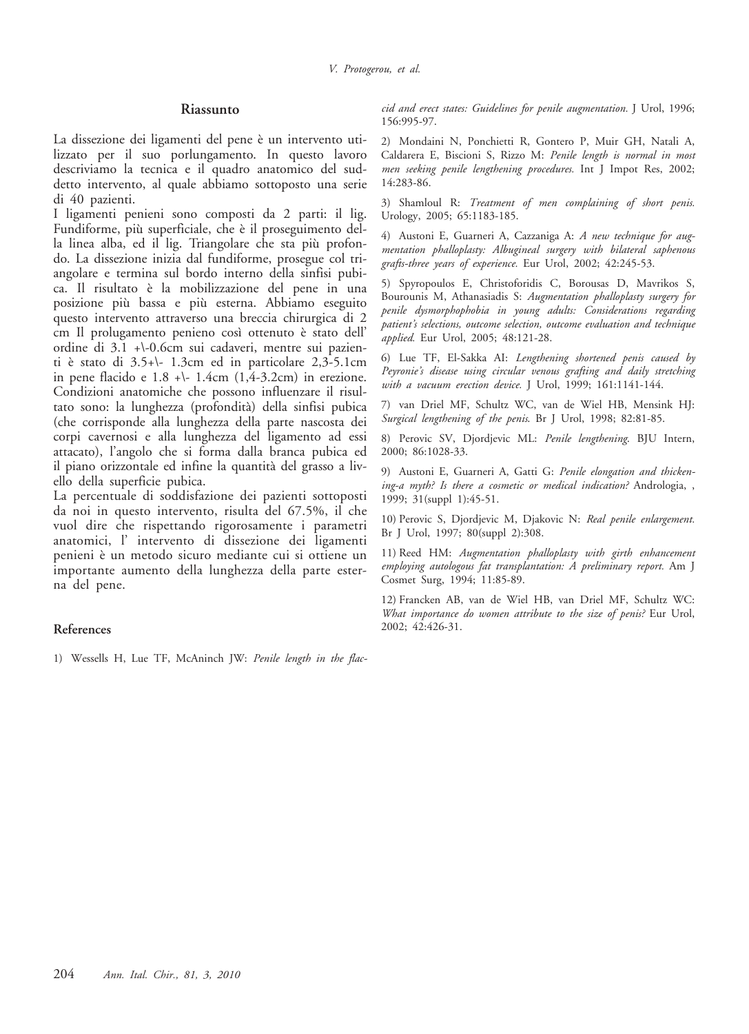## Riassunto

La dissezione dei ligamenti del pene è un intervento utilizzato per il suo porlungamento. In questo lavoro descriviamo la tecnica e il quadro anatomico del suddetto intervento, al quale abbiamo sottoposto una serie di 40 pazienti.

I ligamenti penieni sono composti da 2 parti: il lig. Fundiforme, più superficiale, che è il proseguimento della linea alba, ed il lig. Triangolare che sta più profondo. La dissezione inizia dal fundiforme, prosegue col triangolare e termina sul bordo interno della sinfisi pubica. Il risultato è la mobilizzazione del pene in una posizione più bassa e più esterna. Abbiamo eseguito questo intervento attraverso una breccia chirurgica di 2 cm Il prolugamento penieno così ottenuto è stato dell' ordine di 3.1 +\-0.6cm sui cadaveri, mentre sui pazienti è stato di 3.5+\- 1.3cm ed in particolare 2,3-5.1cm in pene flacido e 1.8 +\- 1.4cm (1,4-3.2cm) in erezione. Condizioni anatomiche che possono influenzare il risultato sono: la lunghezza (profondità) della sinfisi pubica (che corrisponde alla lunghezza della parte nascosta dei corpi cavernosi e alla lunghezza del ligamento ad essi attacato), l'angolo che si forma dalla branca pubica ed il piano orizzontale ed infine la quantità del grasso a livello della superficie pubica.

La percentuale di soddisfazione dei pazienti sottoposti da noi in questo intervento, risulta del 67.5%, il che vuol dire che rispettando rigorosamente i parametri anatomici, l' intervento di dissezione dei ligamenti penieni è un metodo sicuro mediante cui si ottiene un importante aumento della lunghezza della parte esterna del pene.

## References

1) Wessells H, Lue TF, McAninch JW: *Penile length in the flaccid and erect states: Guidelines for penile augmentation.* J Urol, 1996; 156:995-97.

2) Mondaini N, Ponchietti R, Gontero P, Muir GH, Natali A, Caldarera E, Biscioni S, Rizzo M: *Penile length is normal in most men seeking penile lengthening procedures.* Int J Impot Res, 2002; 14:283-86.

3) Shamloul R: *Treatment of men complaining of short penis.* Urology, 2005; 65:1183-185.

4) Austoni E, Guarneri A, Cazzaniga A: *A new technique for augmentation phalloplasty: Albugineal surgery with bilateral saphenous grafts-three years of experience.* Eur Urol, 2002; 42:245-53.

5) Spyropoulos E, Christoforidis C, Borousas D, Mavrikos S, Bourounis M, Athanasiadis S: *Augmentation phalloplasty surgery for penile dysmorphophobia in young adults: Considerations regarding patient's selections, outcome selection, outcome evaluation and technique applied.* Eur Urol, 2005; 48:121-28.

6) Lue TF, El-Sakka AI: *Lengthening shortened penis caused by Peyronie's disease using circular venous grafting and daily stretching with a vacuum erection device.* J Urol, 1999; 161:1141-144.

7) van Driel MF, Schultz WC, van de Wiel HB, Mensink HJ: *Surgical lengthening of the penis.* Br J Urol, 1998; 82:81-85.

8) Perovic SV, Djordjevic ML: *Penile lengthening.* BJU Intern, 2000; 86:1028-33.

9) Austoni E, Guarneri A, Gatti G: *Penile elongation and thickening-a myth? Is there a cosmetic or medical indication?* Andrologia, , 1999; 31(suppl 1):45-51.

10) Perovic S, Djordjevic M, Djakovic N: *Real penile enlargement.* Br J Urol, 1997; 80(suppl 2):308.

11) Reed HM: *Augmentation phalloplasty with girth enhancement employing autologous fat transplantation: A preliminary report.* Am J Cosmet Surg, 1994; 11:85-89.

12) Francken AB, van de Wiel HB, van Driel MF, Schultz WC: *What importance do women attribute to the size of penis?* Eur Urol, 2002; 42:426-31.